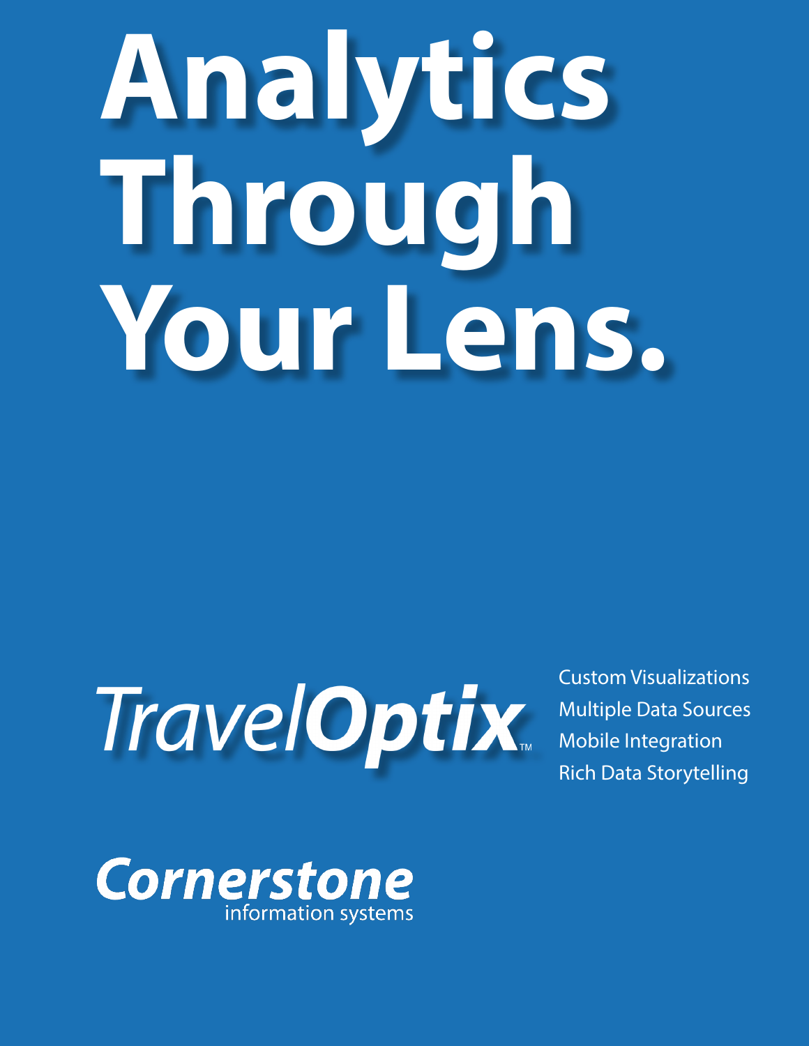# Analytics Through Your Lens.

*Travel***Optix**™

- Custom Visualizations
- Multiple Data Sources
- Mobile Integration
- Rich Data Storytelling

**Cornerstone**
information systems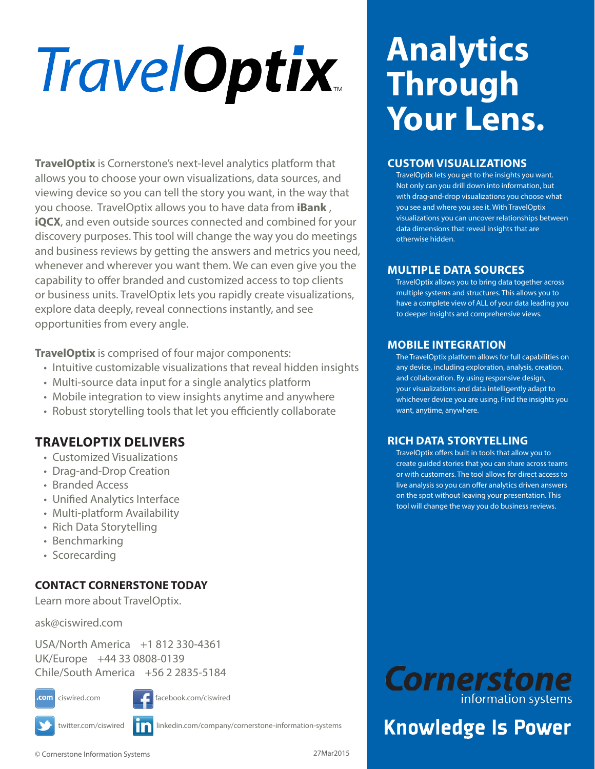# TravelOptix™

**TravelOptix** is Cornerstone's next-level analytics platform that allows you to choose your own visualizations, data sources, and viewing device so you can tell the story you want, in the way that you choose. TravelOptix allows you to have data from **iBank** , **iQCX**, and even outside sources connected and combined for your discovery purposes. This tool will change the way you do meetings and business reviews by getting the answers and metrics you need, whenever and wherever you want them. We can even give you the capability to offer branded and customized access to top clients or business units. TravelOptix lets you rapidly create visualizations, explore data deeply, reveal connections instantly, and see opportunities from every angle.

**TravelOptix** is comprised of four major components:

- Intuitive customizable visualizations that reveal hidden insights
- Multi-source data input for a single analytics platform
- Mobile integration to view insights anytime and anywhere
- Robust storytelling tools that let you efficiently collaborate

## TRAVELOPTIX DELIVERS

- Customized Visualizations
- Drag-and-Drop Creation
- Branded Access
- Unified Analytics Interface
- Multi-platform Availability
- Rich Data Storytelling
- Benchmarking
- Scorecarding

## CONTACT CORNERSTONE TODAY

Learn more about TravelOptix.

ask@ciswired.com

USA/North America +1 812 330-4361
UK/Europe +44 33 0808-0139
Chile/South America +56 2 2835-5184

ciswired.com
facebook.com/ciswired
twitter.com/ciswired
linkedin.com/company/cornerstone-information-systems

© Cornerstone Information Systems

27Mar2015

# Analytics Through Your Lens.

## CUSTOM VISUALIZATIONS

TravelOptix lets you get to the insights you want. Not only can you drill down into information, but with drag-and-drop visualizations you choose what you see and where you see it. With TravelOptix visualizations you can uncover relationships between data dimensions that reveal insights that are otherwise hidden.

## MULTIPLE DATA SOURCES

TravelOptix allows you to bring data together across multiple systems and structures. This allows you to have a complete view of ALL of your data leading you to deeper insights and comprehensive views.

## MOBILE INTEGRATION

The TravelOptix platform allows for full capabilities on any device, including exploration, analysis, creation, and collaboration. By using responsive design, your visualizations and data intelligently adapt to whichever device you are using. Find the insights you want, anytime, anywhere.

## RICH DATA STORYTELLING

TravelOptix offers built in tools that allow you to create guided stories that you can share across teams or with customers. The tool allows for direct access to live analysis so you can offer analytics driven answers on the spot without leaving your presentation. This tool will change the way you do business reviews.

Cornerstone information systems

Knowledge Is Power